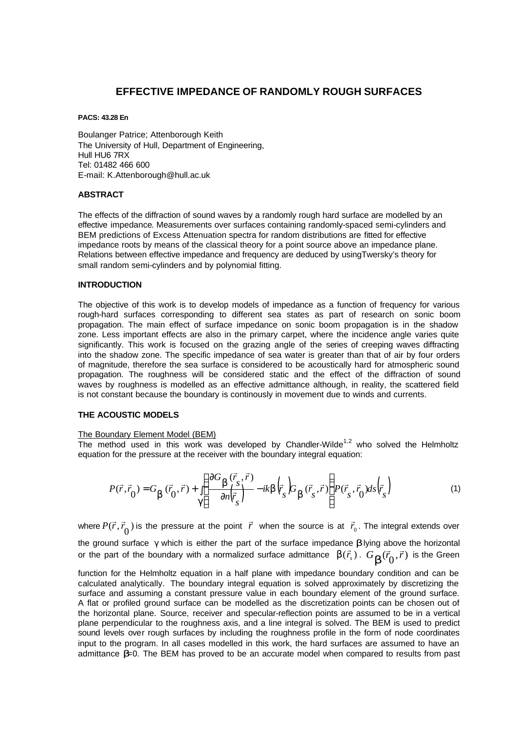# EFFECTIVE IMPEDANCE OF RANDOMLY ROUGH SURFACES

**PACS: 43.28 En**

Boulanger Patrice; Attenborough Keith
The University of Hull, Department of Engineering,
Hull HU6 7RX
Tel: 01482 466 600
E-mail: K.Attenborough@hull.ac.uk

## ABSTRACT

The effects of the diffraction of sound waves by a randomly rough hard surface are modelled by an effective impedance. Measurements over surfaces containing randomly-spaced semi-cylinders and BEM predictions of Excess Attenuation spectra for random distributions are fitted for effective impedance roots by means of the classical theory for a point source above an impedance plane. Relations between effective impedance and frequency are deduced by usingTwersky's theory for small random semi-cylinders and by polynomial fitting.

## INTRODUCTION

The objective of this work is to develop models of impedance as a function of frequency for various rough-hard surfaces corresponding to different sea states as part of research on sonic boom propagation. The main effect of surface impedance on sonic boom propagation is in the shadow zone. Less important effects are also in the primary carpet, where the incidence angle varies quite significantly. This work is focused on the grazing angle of the series of creeping waves diffracting into the shadow zone. The specific impedance of sea water is greater than that of air by four orders of magnitude, therefore the sea surface is considered to be acoustically hard for atmospheric sound propagation. The roughness will be considered static and the effect of the diffraction of sound waves by roughness is modelled as an effective admittance although, in reality, the scattered field is not constant because the boundary is continously in movement due to winds and currents.

## THE ACOUSTIC MODELS

### The Boundary Element Model (BEM)

The method used in this work was developed by Chandler-Wilde[1,2] who solved the Helmholtz equation for the pressure at the receiver with the boundary integral equation:

$$P(\vec{r},\vec{r}_0) = G_\beta(\vec{r}_0,\vec{r}) + \int_\gamma \left[ \frac{\partial G_\beta(\vec{r}_s,\vec{r})}{\partial n(\vec{r}_s)} - ik\beta(\vec{r}_s) G_\beta(\vec{r}_s,\vec{r}) \right] P(\vec{r}_s,\vec{r}_0) ds(\vec{r}_s) \tag{1}$$

where $P(\vec{r},\vec{r}_0)$ is the pressure at the point $\vec{r}$ when the source is at $\vec{r}_0$. The integral extends over the ground surface $\gamma$ which is either the part of the surface impedance $\beta$ lying above the horizontal or the part of the boundary with a normalized surface admittance $\beta(\vec{r}_s)$. $G_\beta(\vec{r}_0,\vec{r})$ is the Green function for the Helmholtz equation in a half plane with impedance boundary condition and can be calculated analytically. The boundary integral equation is solved approximately by discretizing the surface and assuming a constant pressure value in each boundary element of the ground surface. A flat or profiled ground surface can be modelled as the discretization points can be chosen out of the horizontal plane. Source, receiver and specular-reflection points are assumed to be in a vertical plane perpendicular to the roughness axis, and a line integral is solved. The BEM is used to predict sound levels over rough surfaces by including the roughness profile in the form of node coordinates input to the program. In all cases modelled in this work, the hard surfaces are assumed to have an admittance $\beta$=0. The BEM has proved to be an accurate model when compared to results from past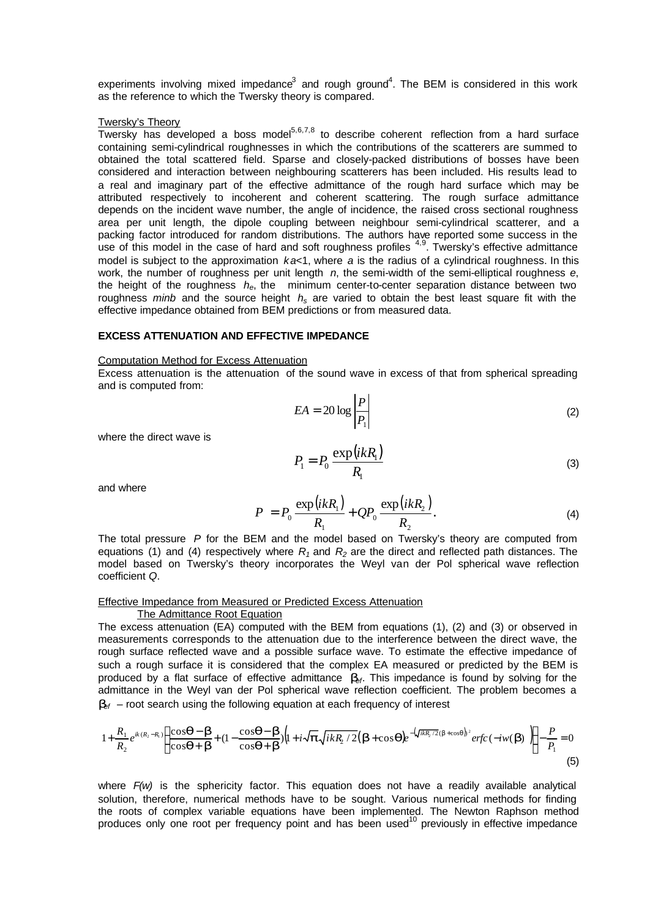experiments involving mixed impedance[3] and rough ground[4]. The BEM is considered in this work as the reference to which the Twersky theory is compared.

Twersky's Theory

Twersky has developed a boss model[5,6,7,8] to describe coherent reflection from a hard surface containing semi-cylindrical roughnesses in which the contributions of the scatterers are summed to obtained the total scattered field. Sparse and closely-packed distributions of bosses have been considered and interaction between neighbouring scatterers has been included. His results lead to a real and imaginary part of the effective admittance of the rough hard surface which may be attributed respectively to incoherent and coherent scattering. The rough surface admittance depends on the incident wave number, the angle of incidence, the raised cross sectional roughness area per unit length, the dipole coupling between neighbour semi-cylindrical scatterer, and a packing factor introduced for random distributions. The authors have reported some success in the use of this model in the case of hard and soft roughness profiles [4,9]. Twersky's effective admittance model is subject to the approximation $ka<1$, where $a$ is the radius of a cylindrical roughness. In this work, the number of roughness per unit length $n$, the semi-width of the semi-elliptical roughness $e$, the height of the roughness $h_e$, the minimum center-to-center separation distance between two roughness *minb* and the source height $h_s$ are varied to obtain the best least square fit with the effective impedance obtained from BEM predictions or from measured data.

## EXCESS ATTENUATION AND EFFECTIVE IMPEDANCE

Computation Method for Excess Attenuation

Excess attenuation is the attenuation of the sound wave in excess of that from spherical spreading and is computed from:

$$EA = 20\log\left|\frac{P}{P_1}\right| \tag{2}$$

where the direct wave is

$$P_1 = P_0\frac{\exp(ikR_1)}{R_1} \tag{3}$$

and where

$$P = P_0\frac{\exp(ikR_1)}{R_1} + QP_0\frac{\exp(ikR_2)}{R_2}. \tag{4}$$

The total pressure $P$ for the BEM and the model based on Twersky's theory are computed from equations (1) and (4) respectively where $R_1$ and $R_2$ are the direct and reflected path distances. The model based on Twersky's theory incorporates the Weyl van der Pol spherical wave reflection coefficient $Q$.

Effective Impedance from Measured or Predicted Excess Attenuation

The Admittance Root Equation

The excess attenuation (EA) computed with the BEM from equations (1), (2) and (3) or observed in measurements corresponds to the attenuation due to the interference between the direct wave, the rough surface reflected wave and a possible surface wave. To estimate the effective impedance of such a rough surface it is considered that the complex EA measured or predicted by the BEM is produced by a flat surface of effective admittance $\beta_{ef}$. This impedance is found by solving for the admittance in the Weyl van der Pol spherical wave reflection coefficient. The problem becomes a $\beta_{ef}$ – root search using the following equation at each frequency of interest

$$1+\frac{R_1}{R_2}e^{ik(R_2-R_1)}\left[\frac{\cos\theta-\beta}{\cos\theta+\beta}+\left(1-\frac{\cos\theta-\beta}{\cos\theta+\beta}\right)\left(1+i\sqrt{\pi}\sqrt{ikR_2/2}(\beta+\cos\theta)e^{-\left(\sqrt{ikR_2/2}(\beta+\cos\theta)\right)^2}erfc(-iw(\beta))\right)\right]-\frac{P}{P_1}=0 \tag{5}$$

where $F(w)$ is the sphericity factor. This equation does not have a readily available analytical solution, therefore, numerical methods have to be sought. Various numerical methods for finding the roots of complex variable equations have been implemented. The Newton Raphson method produces only one root per frequency point and has been used[10] previously in effective impedance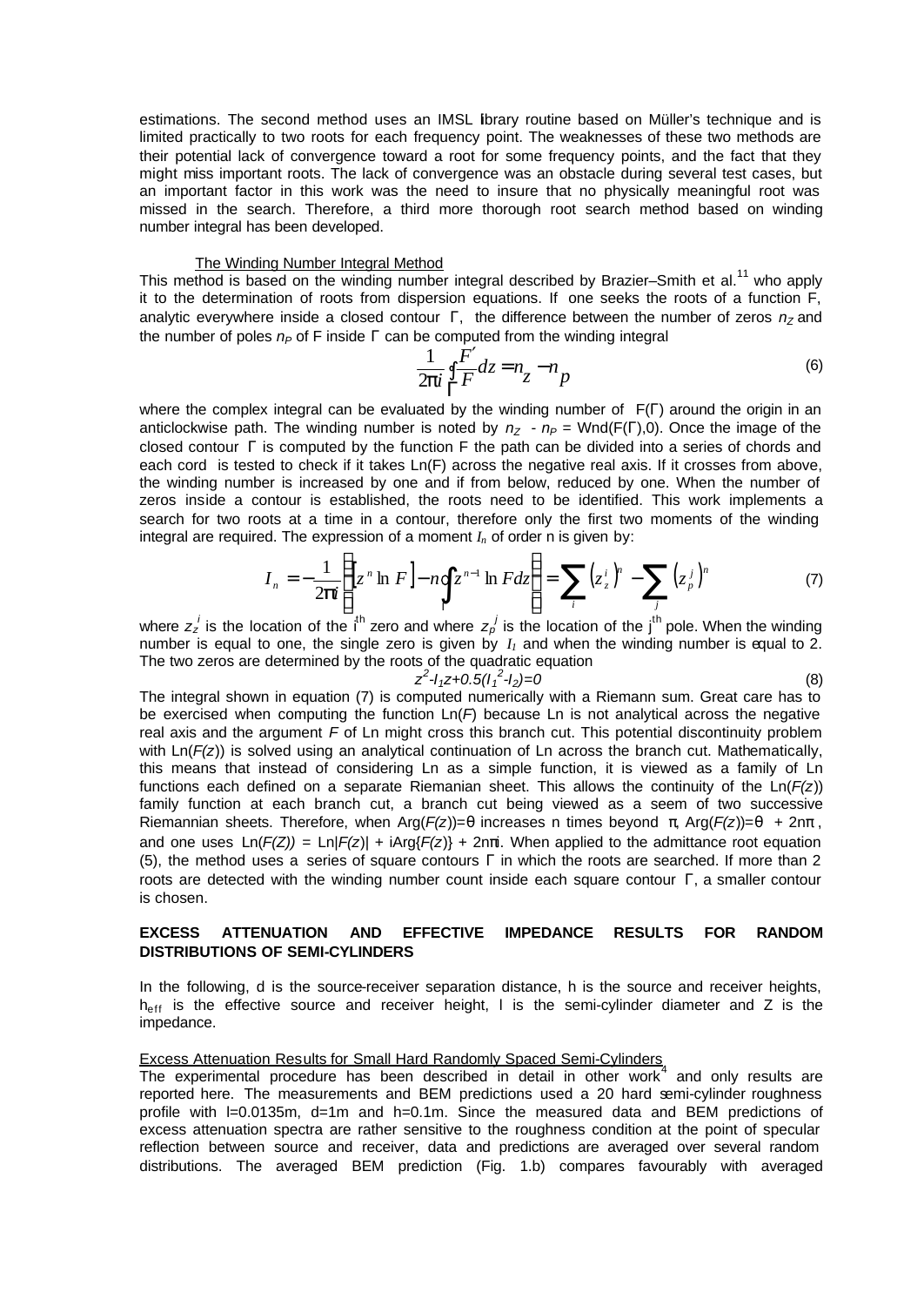estimations. The second method uses an IMSL library routine based on Müller's technique and is limited practically to two roots for each frequency point. The weaknesses of these two methods are their potential lack of convergence toward a root for some frequency points, and the fact that they might miss important roots. The lack of convergence was an obstacle during several test cases, but an important factor in this work was the need to insure that no physically meaningful root was missed in the search. Therefore, a third more thorough root search method based on winding number integral has been developed.

The Winding Number Integral Method

This method is based on the winding number integral described by Brazier–Smith et al.[11] who apply it to the determination of roots from dispersion equations. If one seeks the roots of a function F, analytic everywhere inside a closed contour $\Gamma$, the difference between the number of zeros $n_Z$ and the number of poles $n_P$ of F inside $\Gamma$ can be computed from the winding integral

$$\frac{1}{2\pi i}\oint_{\Gamma}\frac{F'}{F}dz = n_z - n_p \tag{6}$$

where the complex integral can be evaluated by the winding number of F($\Gamma$) around the origin in an anticlockwise path. The winding number is noted by $n_Z - n_P = \mathrm{Wnd}(F(\Gamma),0)$. Once the image of the closed contour $\Gamma$ is computed by the function F the path can be divided into a series of chords and each cord is tested to check if it takes Ln(F) across the negative real axis. If it crosses from above, the winding number is increased by one and if from below, reduced by one. When the number of zeros inside a contour is established, the roots need to be identified. This work implements a search for two roots at a time in a contour, therefore only the first two moments of the winding integral are required. The expression of a moment $I_n$ of order n is given by:

$$I_n = -\frac{1}{2\pi i}\left(\left[z^n \ln F\right] - n\oint_{\Gamma} z^{n-1}\ln F dz\right) = \sum_i \left(z_z^i\right)^n - \sum_j \left(z_p^j\right)^n \tag{7}$$

where $z_z^i$ is the location of the i[th] zero and where $z_p^j$ is the location of the j[th] pole. When the winding number is equal to one, the single zero is given by $I_1$ and when the winding number is equal to 2. The two zeros are determined by the roots of the quadratic equation

$$z^2 - I_1 z + 0.5(I_1^2 - I_2) = 0 \tag{8}$$

The integral shown in equation (7) is computed numerically with a Riemann sum. Great care has to be exercised when computing the function Ln(*F*) because Ln is not analytical across the negative real axis and the argument *F* of Ln might cross this branch cut. This potential discontinuity problem with Ln(*F(z)*) is solved using an analytical continuation of Ln across the branch cut. Mathematically, this means that instead of considering Ln as a simple function, it is viewed as a family of Ln functions each defined on a separate Riemanian sheet. This allows the continuity of the Ln(*F(z)*) family function at each branch cut, a branch cut being viewed as a seem of two successive Riemannian sheets. Therefore, when Arg(*F(z)*)=$\theta$ increases n times beyond $\pi$, Arg(*F(z)*)=$\theta + 2n\pi$, and one uses Ln(*F(Z)*) = Ln|*F(z)*| + iArg{*F(z)*} + $2n\pi i$. When applied to the admittance root equation (5), the method uses a series of square contours $\Gamma$ in which the roots are searched. If more than 2 roots are detected with the winding number count inside each square contour $\Gamma$, a smaller contour is chosen.

## EXCESS ATTENUATION AND EFFECTIVE IMPEDANCE RESULTS FOR RANDOM DISTRIBUTIONS OF SEMI-CYLINDERS

In the following, d is the source-receiver separation distance, h is the source and receiver heights, $h_{eff}$ is the effective source and receiver height, l is the semi-cylinder diameter and Z is the impedance.

Excess Attenuation Results for Small Hard Randomly Spaced Semi-Cylinders

The experimental procedure has been described in detail in other work[4] and only results are reported here. The measurements and BEM predictions used a 20 hard semi-cylinder roughness profile with l=0.0135m, d=1m and h=0.1m. Since the measured data and BEM predictions of excess attenuation spectra are rather sensitive to the roughness condition at the point of specular reflection between source and receiver, data and predictions are averaged over several random distributions. The averaged BEM prediction (Fig. 1.b) compares favourably with averaged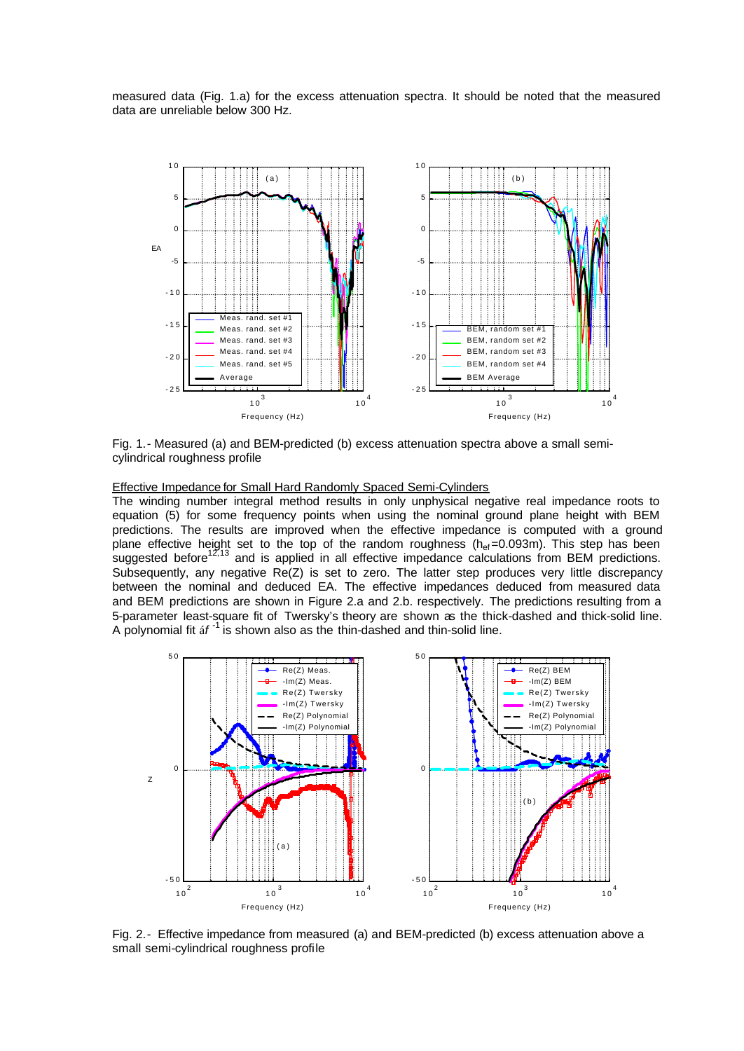measured data (Fig. 1.a) for the excess attenuation spectra. It should be noted that the measured data are unreliable below 300 Hz.

(a)

EA

10
5
0
-5
-10
-15
-20
-25

Meas. rand. set #1
Meas. rand. set #2
Meas. rand. set #3
Meas. rand. set #4
Meas. rand. set #5
Average

$10^3$
$10^4$

Frequency (Hz)

(b)

10
5
0
-5
-10
-15
-20
-25

BEM, random set #1
BEM, random set #2
BEM, random set #3
BEM, random set #4
BEM Average

$10^3$
$10^4$

Frequency (Hz)

Fig. 1.- Measured (a) and BEM-predicted (b) excess attenuation spectra above a small semi-cylindrical roughness profile

Effective Impedance for Small Hard Randomly Spaced Semi-Cylinders

The winding number integral method results in only unphysical negative real impedance roots to equation (5) for some frequency points when using the nominal ground plane height with BEM predictions. The results are improved when the effective impedance is computed with a ground plane effective height set to the top of the random roughness ($h_{ef}$=0.093m). This step has been suggested before[12,13] and is applied in all effective impedance calculations from BEM predictions. Subsequently, any negative Re(Z) is set to zero. The latter step produces very little discrepancy between the nominal and deduced EA. The effective impedances deduced from measured data and BEM predictions are shown in Figure 2.a and 2.b. respectively. The predictions resulting from a 5-parameter least-square fit of Twersky's theory are shown as the thick-dashed and thick-solid line. A polynomial fit á$f^{-1}$ is shown also as the thin-dashed and thin-solid line.

Z

50
0
-50

Re(Z) Meas.
-Im(Z) Meas.
Re(Z) Twersky
-Im(Z) Twersky
Re(Z) Polynomial
-Im(Z) Polynomial

(a)

$10^2$
$10^3$
$10^4$

Frequency (Hz)

50
0
-50

Re(Z) BEM
-Im(Z) BEM
Re(Z) Twersky
-Im(Z) Twersky
Re(Z) Polynomial
-Im(Z) Polynomial

(b)

$10^2$
$10^3$
$10^4$

Frequency (Hz)

Fig. 2.- Effective impedance from measured (a) and BEM-predicted (b) excess attenuation above a small semi-cylindrical roughness profile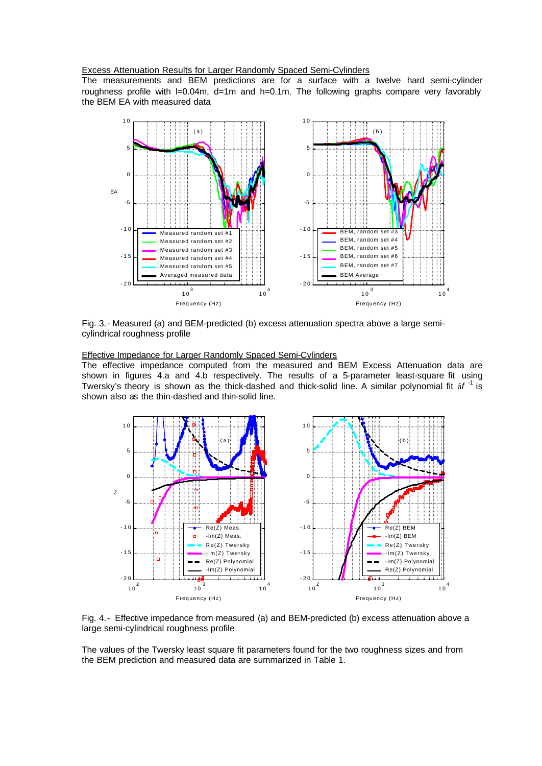Excess Attenuation Results for Larger Randomly Spaced Semi-Cylinders

The measurements and BEM predictions are for a surface with a twelve hard semi-cylinder roughness profile with l=0.04m, d=1m and h=0.1m. The following graphs compare very favorably the BEM EA with measured data

(a)

EA

10
5
0
-5
-10
-15
-20

$10^3$ $10^4$

Frequency (Hz)

Measured random set #1
Measured random set #2
Measured random set #3
Measured random set #4
Measured random set #5
Averaged measured data

(b)

10
5
0
-5
-10
-15
-20

$10^3$ $10^4$

Frequency (Hz)

BEM, random set #3
BEM, random set #4
BEM, random set #5
BEM, random set #6
BEM, random set #7
BEM Average

Fig. 3.- Measured (a) and BEM-predicted (b) excess attenuation spectra above a large semi-cylindrical roughness profile

Effective Impedance for Larger Randomly Spaced Semi-Cylinders

The effective impedance computed from the measured and BEM Excess Attenuation data are shown in figures 4.a and 4.b respectively. The results of a 5-parameter least-square fit using Twersky's theory is shown as the thick-dashed and thick-solid line. A similar polynomial fit $\alpha f^{-1}$ is shown also as the thin-dashed and thin-solid line.

(a)

Z

10
5
0
-5
-10
-15
-20

$10^2$ $10^3$ $10^4$

Frequency (Hz)

Re(Z) Meas.
-Im(Z) Meas.
Re(Z) Twersky
-Im(Z) Twersky
Re(Z) Polynomial
-Im(Z) Polynomial

(b)

10
5
0
-5
-10
-15
-20

$10^2$ $10^3$ $10^4$

Frequency (Hz)

Re(Z) BEM
-Im(Z) BEM
Re(Z) Twersky
-Im(Z) Twersky
-Im(Z) Polynomial
Re(Z) Polynomial

Fig. 4.- Effective impedance from measured (a) and BEM-predicted (b) excess attenuation above a large semi-cylindrical roughness profile

The values of the Twersky least square fit parameters found for the two roughness sizes and from the BEM prediction and measured data are summarized in Table 1.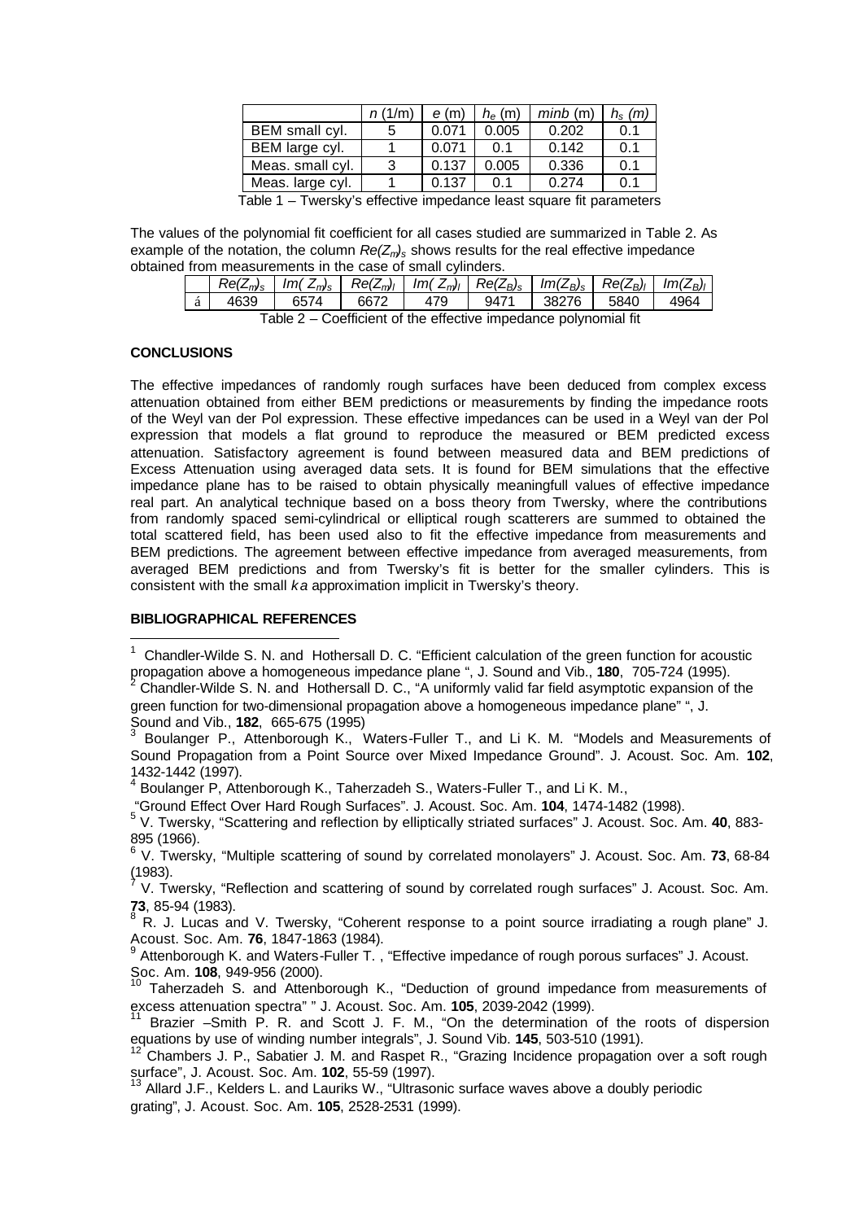| | $n$ (1/m) | $e$ (m) | $h_e$ (m) | $minb$ (m) | $h_s$ (m) |
|---|---|---|---|---|---|
| BEM small cyl. | 5 | 0.071 | 0.005 | 0.202 | 0.1 |
| BEM large cyl. | 1 | 0.071 | 0.1 | 0.142 | 0.1 |
| Meas. small cyl. | 3 | 0.137 | 0.005 | 0.336 | 0.1 |
| Meas. large cyl. | 1 | 0.137 | 0.1 | 0.274 | 0.1 |

Table 1 – Twersky's effective impedance least square fit parameters

The values of the polynomial fit coefficient for all cases studied are summarized in Table 2. As example of the notation, the column $Re(Z_m)_s$ shows results for the real effective impedance obtained from measurements in the case of small cylinders.

| | $Re(Z_m)_s$ | $Im(Z_m)_s$ | $Re(Z_m)_l$ | $Im(Z_m)_l$ | $Re(Z_B)_s$ | $Im(Z_B)_s$ | $Re(Z_B)_l$ | $Im(Z_B)_l$ |
|---|---|---|---|---|---|---|---|---|
| á | 4639 | 6574 | 6672 | 479 | 9471 | 38276 | 5840 | 4964 |

Table 2 – Coefficient of the effective impedance polynomial fit

## CONCLUSIONS

The effective impedances of randomly rough surfaces have been deduced from complex excess attenuation obtained from either BEM predictions or measurements by finding the impedance roots of the Weyl van der Pol expression. These effective impedances can be used in a Weyl van der Pol expression that models a flat ground to reproduce the measured or BEM predicted excess attenuation. Satisfactory agreement is found between measured data and BEM predictions of Excess Attenuation using averaged data sets. It is found for BEM simulations that the effective impedance plane has to be raised to obtain physically meaningfull values of effective impedance real part. An analytical technique based on a boss theory from Twersky, where the contributions from randomly spaced semi-cylindrical or elliptical rough scatterers are summed to obtained the total scattered field, has been used also to fit the effective impedance from measurements and BEM predictions. The agreement between effective impedance from averaged measurements, from averaged BEM predictions and from Twersky's fit is better for the smaller cylinders. This is consistent with the small $ka$ approximation implicit in Twersky's theory.

## BIBLIOGRAPHICAL REFERENCES

[1] Chandler-Wilde S. N. and Hothersall D. C. "Efficient calculation of the green function for acoustic propagation above a homogeneous impedance plane ", J. Sound and Vib., **180**, 705-724 (1995).

[2] Chandler-Wilde S. N. and Hothersall D. C., "A uniformly valid far field asymptotic expansion of the green function for two-dimensional propagation above a homogeneous impedance plane" ", J. Sound and Vib., **182**, 665-675 (1995)

[3] Boulanger P., Attenborough K., Waters-Fuller T., and Li K. M. "Models and Measurements of Sound Propagation from a Point Source over Mixed Impedance Ground". J. Acoust. Soc. Am. **102**, 1432-1442 (1997).

[4] Boulanger P, Attenborough K., Taherzadeh S., Waters-Fuller T., and Li K. M., "Ground Effect Over Hard Rough Surfaces". J. Acoust. Soc. Am. **104**, 1474-1482 (1998).

[5] V. Twersky, "Scattering and reflection by elliptically striated surfaces" J. Acoust. Soc. Am. **40**, 883-895 (1966).

[6] V. Twersky, "Multiple scattering of sound by correlated monolayers" J. Acoust. Soc. Am. **73**, 68-84 (1983).

[7] V. Twersky, "Reflection and scattering of sound by correlated rough surfaces" J. Acoust. Soc. Am. **73**, 85-94 (1983).

[8] R. J. Lucas and V. Twersky, "Coherent response to a point source irradiating a rough plane" J. Acoust. Soc. Am. **76**, 1847-1863 (1984).

[9] Attenborough K. and Waters-Fuller T. , "Effective impedance of rough porous surfaces" J. Acoust. Soc. Am. **108**, 949-956 (2000).

[10] Taherzadeh S. and Attenborough K., "Deduction of ground impedance from measurements of excess attenuation spectra" " J. Acoust. Soc. Am. **105**, 2039-2042 (1999).

[11] Brazier –Smith P. R. and Scott J. F. M., "On the determination of the roots of dispersion equations by use of winding number integrals", J. Sound Vib. **145**, 503-510 (1991).

[12] Chambers J. P., Sabatier J. M. and Raspet R., "Grazing Incidence propagation over a soft rough surface", J. Acoust. Soc. Am. **102**, 55-59 (1997).

[13] Allard J.F., Kelders L. and Lauriks W., "Ultrasonic surface waves above a doubly periodic grating", J. Acoust. Soc. Am. **105**, 2528-2531 (1999).